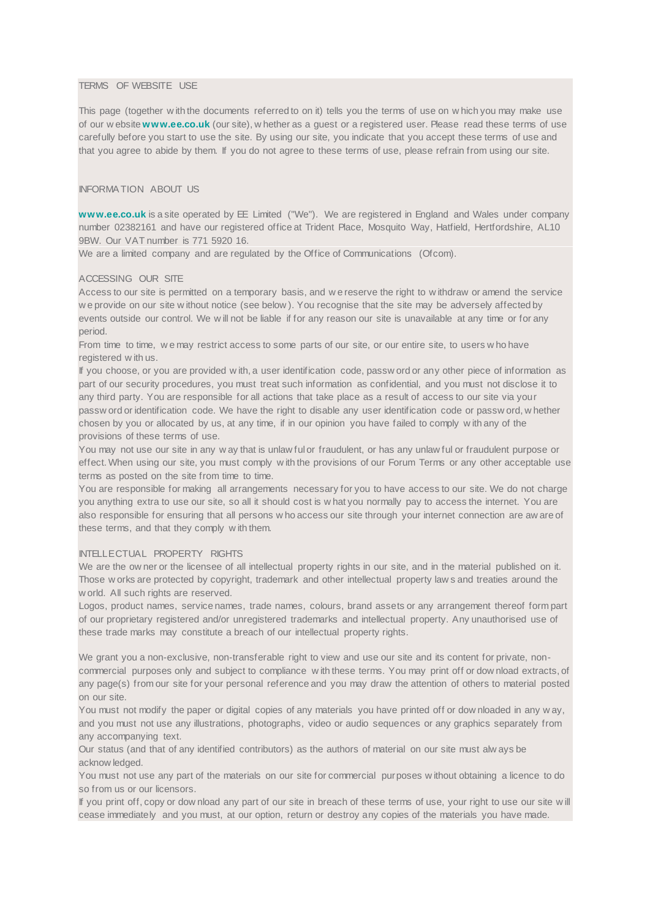## TERMS OF WEBSITE USE

This page (together with the documents referred to on it) tells you the terms of use on which you may make use of our website **www.ee.co.uk** (our site), whether as a guest or a registered user. Please read these terms of use carefully before you start to use the site. By using our site, you indicate that you accept these terms of use and that you agree to abide by them. If you do not agree to these terms of use, please refrain from using our site.

## INFORMATION ABOUT US

**www.ee.co.uk** is a site operated by EE Limited ("We"). We are registered in England and Wales under company number 02382161 and have our registered office at Trident Place, Mosquito Way, Hatfield, Hertfordshire, AL10 9BW. Our VAT number is 771 5920 16.

We are a limited company and are regulated by the Office of Communications (Ofcom).

## ACCESSING OUR SITE

Access to our site is permitted on a temporary basis, and we reserve the right to withdraw or amend the service we provide on our site without notice (see below). You recognise that the site may be adversely affected by events outside our control. We will not be liable if for any reason our site is unavailable at any time or for any period.

From time to time, we may restrict access to some parts of our site, or our entire site, to users who have registered with us.

If you choose, or you are provided with, a user identification code, password or any other piece of information as part of our security procedures, you must treat such information as confidential, and you must not disclose it to any third party. You are responsible for all actions that take place as a result of access to our site via your password or identification code. We have the right to disable any user identification code or password, whether chosen by you or allocated by us, at any time, if in our opinion you have failed to comply with any of the provisions of these terms of use.

You may not use our site in any way that is unlawful or fraudulent, or has any unlawful or fraudulent purpose or effect. When using our site, you must comply with the provisions of our Forum Terms or any other acceptable use terms as posted on the site from time to time.

You are responsible for making all arrangements necessary for you to have access to our site. We do not charge you anything extra to use our site, so all it should cost is what you normally pay to access the internet. You are also responsible for ensuring that all persons who access our site through your internet connection are aware of these terms, and that they comply with them.

## INTELLECTUAL PROPERTY RIGHTS

We are the owner or the licensee of all intellectual property rights in our site, and in the material published on it. Those works are protected by copyright, trademark and other intellectual property laws and treaties around the world. All such rights are reserved.

Logos, product names, service names, trade names, colours, brand assets or any arrangement thereof form part of our proprietary registered and/or unregistered trademarks and intellectual property. Any unauthorised use of these trade marks may constitute a breach of our intellectual property rights.

We grant you a non-exclusive, non-transferable right to view and use our site and its content for private, non-commercial purposes only and subject to compliance with these terms. You may print off or download extracts, of any page(s) from our site for your personal reference and you may draw the attention of others to material posted on our site.

You must not modify the paper or digital copies of any materials you have printed off or downloaded in any way, and you must not use any illustrations, photographs, video or audio sequences or any graphics separately from any accompanying text.

Our status (and that of any identified contributors) as the authors of material on our site must always be acknowledged.

You must not use any part of the materials on our site for commercial purposes without obtaining a licence to do so from us or our licensors.

If you print off, copy or download any part of our site in breach of these terms of use, your right to use our site will cease immediately and you must, at our option, return or destroy any copies of the materials you have made.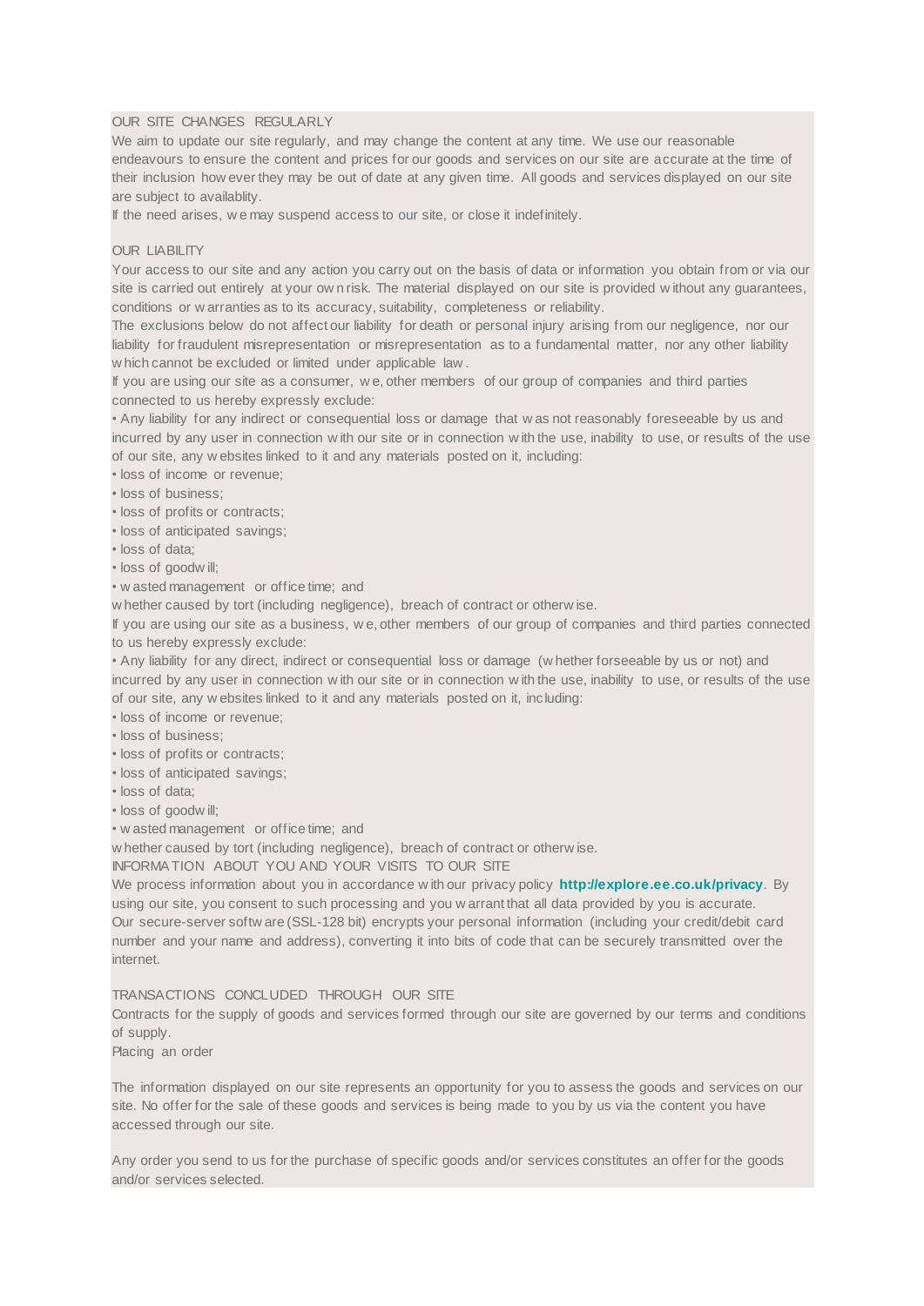## OUR SITE CHANGES REGULARLY

We aim to update our site regularly, and may change the content at any time. We use our reasonable endeavours to ensure the content and prices for our goods and services on our site are accurate at the time of their inclusion however they may be out of date at any given time. All goods and services displayed on our site are subject to availablity.

If the need arises, we may suspend access to our site, or close it indefinitely.

## OUR LIABILITY

Your access to our site and any action you carry out on the basis of data or information you obtain from or via our site is carried out entirely at your own risk. The material displayed on our site is provided without any guarantees, conditions or warranties as to its accuracy, suitability, completeness or reliability.

The exclusions below do not affect our liability for death or personal injury arising from our negligence, nor our liability for fraudulent misrepresentation or misrepresentation as to a fundamental matter, nor any other liability which cannot be excluded or limited under applicable law.

If you are using our site as a consumer, we, other members of our group of companies and third parties connected to us hereby expressly exclude:

- Any liability for any indirect or consequential loss or damage that was not reasonably foreseeable by us and incurred by any user in connection with our site or in connection with the use, inability to use, or results of the use of our site, any websites linked to it and any materials posted on it, including:
- loss of income or revenue;
- loss of business;
- loss of profits or contracts;
- loss of anticipated savings;
- loss of data;
- loss of goodwill;
- wasted management or office time; and

whether caused by tort (including negligence), breach of contract or otherwise.

If you are using our site as a business, we, other members of our group of companies and third parties connected to us hereby expressly exclude:

- Any liability for any direct, indirect or consequential loss or damage (whether forseeable by us or not) and incurred by any user in connection with our site or in connection with the use, inability to use, or results of the use of our site, any websites linked to it and any materials posted on it, including:
- loss of income or revenue;
- loss of business;
- loss of profits or contracts;
- loss of anticipated savings;
- loss of data;
- loss of goodwill;
- wasted management or office time; and

whether caused by tort (including negligence), breach of contract or otherwise.

## INFORMATION ABOUT YOU AND YOUR VISITS TO OUR SITE

We process information about you in accordance with our privacy policy **http://explore.ee.co.uk/privacy**. By using our site, you consent to such processing and you warrant that all data provided by you is accurate.

Our secure-server software (SSL-128 bit) encrypts your personal information (including your credit/debit card number and your name and address), converting it into bits of code that can be securely transmitted over the internet.

## TRANSACTIONS CONCLUDED THROUGH OUR SITE

Contracts for the supply of goods and services formed through our site are governed by our terms and conditions of supply.

Placing an order

The information displayed on our site represents an opportunity for you to assess the goods and services on our site. No offer for the sale of these goods and services is being made to you by us via the content you have accessed through our site.

Any order you send to us for the purchase of specific goods and/or services constitutes an offer for the goods and/or services selected.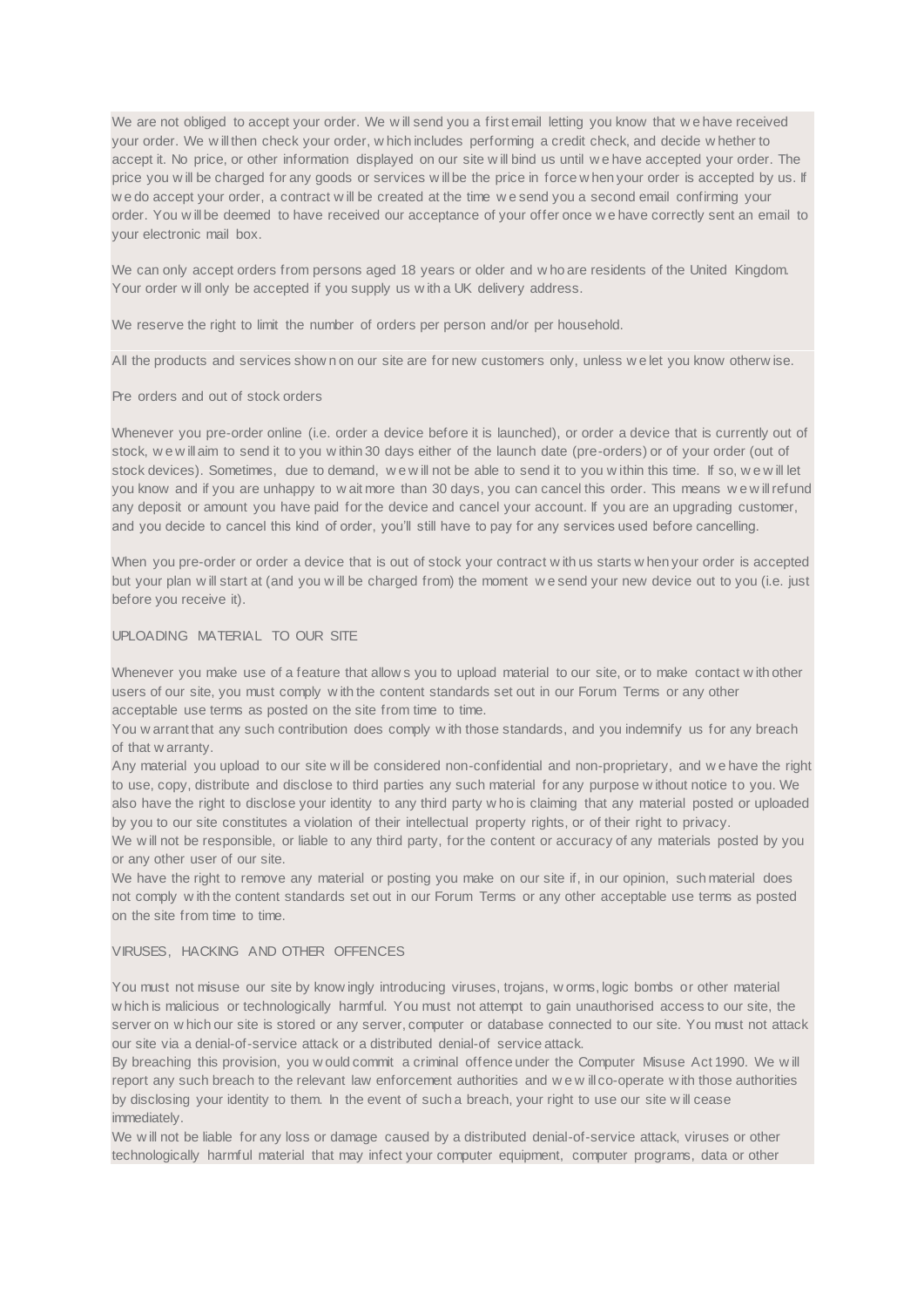We are not obliged to accept your order. We will send you a first email letting you know that we have received your order. We will then check your order, which includes performing a credit check, and decide whether to accept it. No price, or other information displayed on our site will bind us until we have accepted your order. The price you will be charged for any goods or services will be the price in force when your order is accepted by us. If we do accept your order, a contract will be created at the time we send you a second email confirming your order. You will be deemed to have received our acceptance of your offer once we have correctly sent an email to your electronic mail box.

We can only accept orders from persons aged 18 years or older and who are residents of the United Kingdom. Your order will only be accepted if you supply us with a UK delivery address.

We reserve the right to limit the number of orders per person and/or per household.

All the products and services shown on our site are for new customers only, unless we let you know otherwise.

Pre orders and out of stock orders

Whenever you pre-order online (i.e. order a device before it is launched), or order a device that is currently out of stock, we will aim to send it to you within 30 days either of the launch date (pre-orders) or of your order (out of stock devices). Sometimes, due to demand, we will not be able to send it to you within this time. If so, we will let you know and if you are unhappy to wait more than 30 days, you can cancel this order. This means we will refund any deposit or amount you have paid for the device and cancel your account. If you are an upgrading customer, and you decide to cancel this kind of order, you'll still have to pay for any services used before cancelling.

When you pre-order or order a device that is out of stock your contract with us starts when your order is accepted but your plan will start at (and you will be charged from) the moment we send your new device out to you (i.e. just before you receive it).

UPLOADING MATERIAL TO OUR SITE

Whenever you make use of a feature that allows you to upload material to our site, or to make contact with other users of our site, you must comply with the content standards set out in our Forum Terms or any other acceptable use terms as posted on the site from time to time.
You warrant that any such contribution does comply with those standards, and you indemnify us for any breach of that warranty.
Any material you upload to our site will be considered non-confidential and non-proprietary, and we have the right to use, copy, distribute and disclose to third parties any such material for any purpose without notice to you. We also have the right to disclose your identity to any third party who is claiming that any material posted or uploaded by you to our site constitutes a violation of their intellectual property rights, or of their right to privacy.
We will not be responsible, or liable to any third party, for the content or accuracy of any materials posted by you or any other user of our site.
We have the right to remove any material or posting you make on our site if, in our opinion, such material does not comply with the content standards set out in our Forum Terms or any other acceptable use terms as posted on the site from time to time.

VIRUSES, HACKING AND OTHER OFFENCES

You must not misuse our site by knowingly introducing viruses, trojans, worms, logic bombs or other material which is malicious or technologically harmful. You must not attempt to gain unauthorised access to our site, the server on which our site is stored or any server, computer or database connected to our site. You must not attack our site via a denial-of-service attack or a distributed denial-of service attack.
By breaching this provision, you would commit a criminal offence under the Computer Misuse Act 1990. We will report any such breach to the relevant law enforcement authorities and we will co-operate with those authorities by disclosing your identity to them. In the event of such a breach, your right to use our site will cease immediately.
We will not be liable for any loss or damage caused by a distributed denial-of-service attack, viruses or other technologically harmful material that may infect your computer equipment, computer programs, data or other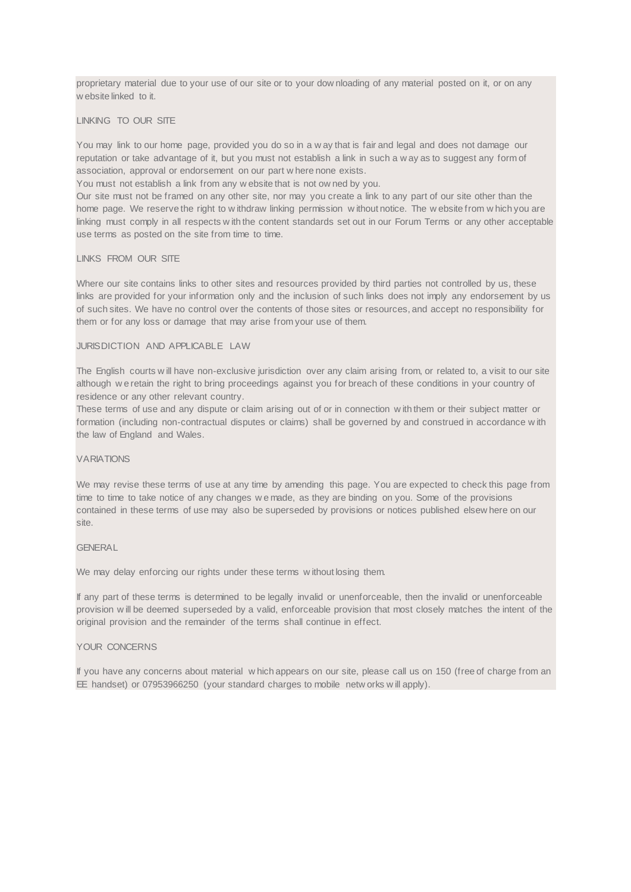proprietary material due to your use of our site or to your downloading of any material posted on it, or on any website linked to it.

## LINKING TO OUR SITE

You may link to our home page, provided you do so in a way that is fair and legal and does not damage our reputation or take advantage of it, but you must not establish a link in such a way as to suggest any form of association, approval or endorsement on our part where none exists.
You must not establish a link from any website that is not owned by you.
Our site must not be framed on any other site, nor may you create a link to any part of our site other than the home page. We reserve the right to withdraw linking permission without notice. The website from which you are linking must comply in all respects with the content standards set out in our Forum Terms or any other acceptable use terms as posted on the site from time to time.

## LINKS FROM OUR SITE

Where our site contains links to other sites and resources provided by third parties not controlled by us, these links are provided for your information only and the inclusion of such links does not imply any endorsement by us of such sites. We have no control over the contents of those sites or resources, and accept no responsibility for them or for any loss or damage that may arise from your use of them.

## JURISDICTION AND APPLICABLE LAW

The English courts will have non-exclusive jurisdiction over any claim arising from, or related to, a visit to our site although we retain the right to bring proceedings against you for breach of these conditions in your country of residence or any other relevant country.
These terms of use and any dispute or claim arising out of or in connection with them or their subject matter or formation (including non-contractual disputes or claims) shall be governed by and construed in accordance with the law of England and Wales.

## VARIATIONS

We may revise these terms of use at any time by amending this page. You are expected to check this page from time to time to take notice of any changes we made, as they are binding on you. Some of the provisions contained in these terms of use may also be superseded by provisions or notices published elsewhere on our site.

## GENERAL

We may delay enforcing our rights under these terms without losing them.

If any part of these terms is determined to be legally invalid or unenforceable, then the invalid or unenforceable provision will be deemed superseded by a valid, enforceable provision that most closely matches the intent of the original provision and the remainder of the terms shall continue in effect.

## YOUR CONCERNS

If you have any concerns about material which appears on our site, please call us on 150 (free of charge from an EE handset) or 07953966250 (your standard charges to mobile networks will apply).